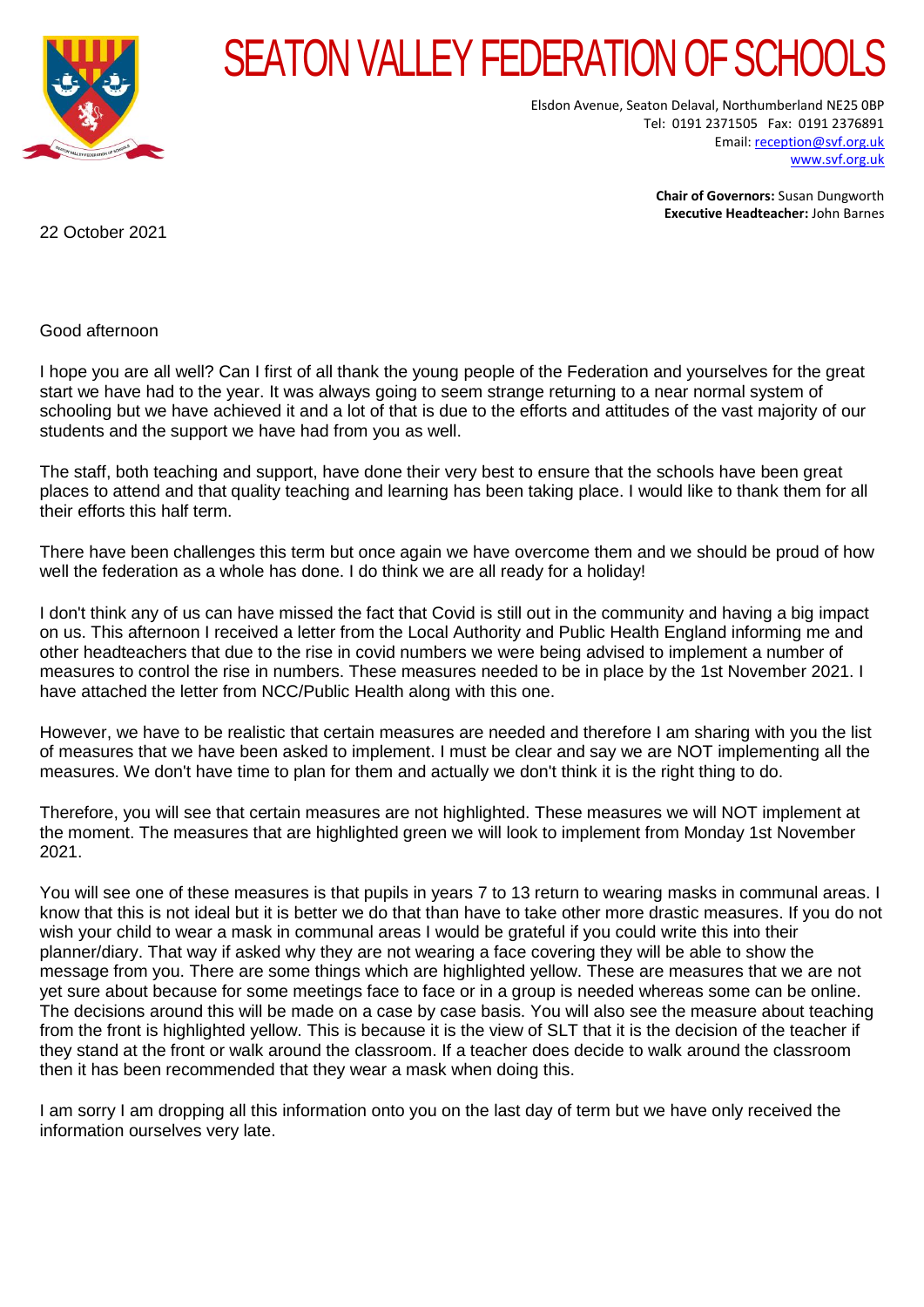# SEATON VALLEY FEDERATION OF SCHOOLS

Elsdon Avenue, Seaton Delaval, Northumberland NE25 0BP
Tel: 0191 2371505 Fax: 0191 2376891
Email: reception@svf.org.uk
www.svf.org.uk

**Chair of Governors:** Susan Dungworth
**Executive Headteacher:** John Barnes

22 October 2021

Good afternoon

I hope you are all well? Can I first of all thank the young people of the Federation and yourselves for the great start we have had to the year. It was always going to seem strange returning to a near normal system of schooling but we have achieved it and a lot of that is due to the efforts and attitudes of the vast majority of our students and the support we have had from you as well.

The staff, both teaching and support, have done their very best to ensure that the schools have been great places to attend and that quality teaching and learning has been taking place. I would like to thank them for all their efforts this half term.

There have been challenges this term but once again we have overcome them and we should be proud of how well the federation as a whole has done. I do think we are all ready for a holiday!

I don't think any of us can have missed the fact that Covid is still out in the community and having a big impact on us. This afternoon I received a letter from the Local Authority and Public Health England informing me and other headteachers that due to the rise in covid numbers we were being advised to implement a number of measures to control the rise in numbers. These measures needed to be in place by the 1st November 2021. I have attached the letter from NCC/Public Health along with this one.

However, we have to be realistic that certain measures are needed and therefore I am sharing with you the list of measures that we have been asked to implement. I must be clear and say we are NOT implementing all the measures. We don't have time to plan for them and actually we don't think it is the right thing to do.

Therefore, you will see that certain measures are not highlighted. These measures we will NOT implement at the moment. The measures that are highlighted green we will look to implement from Monday 1st November 2021.

You will see one of these measures is that pupils in years 7 to 13 return to wearing masks in communal areas. I know that this is not ideal but it is better we do that than have to take other more drastic measures. If you do not wish your child to wear a mask in communal areas I would be grateful if you could write this into their planner/diary. That way if asked why they are not wearing a face covering they will be able to show the message from you. There are some things which are highlighted yellow. These are measures that we are not yet sure about because for some meetings face to face or in a group is needed whereas some can be online. The decisions around this will be made on a case by case basis. You will also see the measure about teaching from the front is highlighted yellow. This is because it is the view of SLT that it is the decision of the teacher if they stand at the front or walk around the classroom. If a teacher does decide to walk around the classroom then it has been recommended that they wear a mask when doing this.

I am sorry I am dropping all this information onto you on the last day of term but we have only received the information ourselves very late.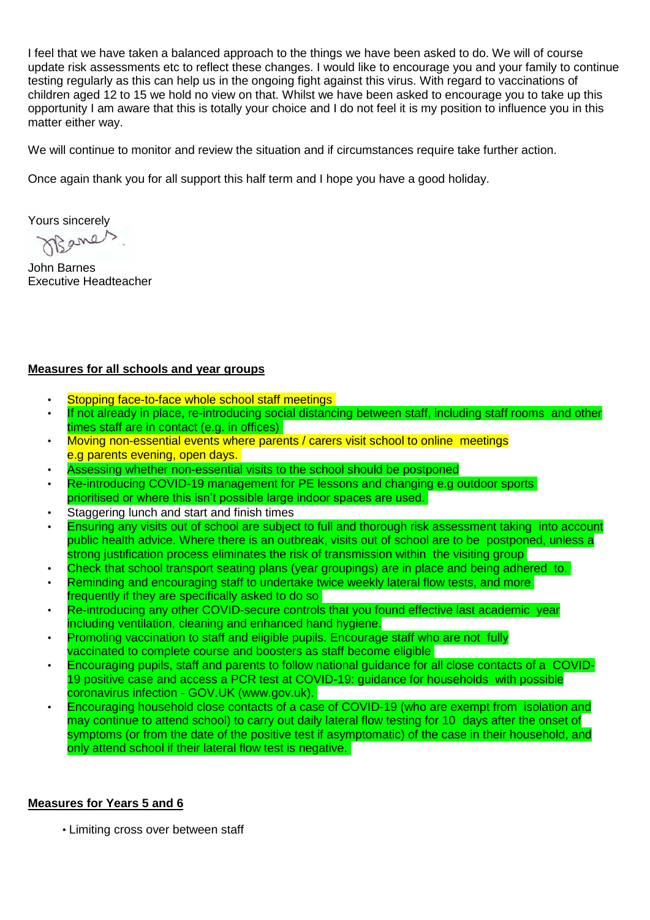I feel that we have taken a balanced approach to the things we have been asked to do. We will of course update risk assessments etc to reflect these changes. I would like to encourage you and your family to continue testing regularly as this can help us in the ongoing fight against this virus. With regard to vaccinations of children aged 12 to 15 we hold no view on that. Whilst we have been asked to encourage you to take up this opportunity I am aware that this is totally your choice and I do not feel it is my position to influence you in this matter either way.

We will continue to monitor and review the situation and if circumstances require take further action.

Once again thank you for all support this half term and I hope you have a good holiday.

Yours sincerely

John Barnes
Executive Headteacher

**Measures for all schools and year groups**

- Stopping face-to-face whole school staff meetings
- If not already in place, re-introducing social distancing between staff, including staff rooms and other times staff are in contact (e.g. in offices)
- Moving non-essential events where parents / carers visit school to online meetings e.g parents evening, open days.
- Assessing whether non-essential visits to the school should be postponed
- Re-introducing COVID-19 management for PE lessons and changing e.g outdoor sports prioritised or where this isn't possible large indoor spaces are used.
- Staggering lunch and start and finish times
- Ensuring any visits out of school are subject to full and thorough risk assessment taking into account public health advice. Where there is an outbreak, visits out of school are to be postponed, unless a strong justification process eliminates the risk of transmission within the visiting group
- Check that school transport seating plans (year groupings) are in place and being adhered to.
- Reminding and encouraging staff to undertake twice weekly lateral flow tests, and more frequently if they are specifically asked to do so
- Re-introducing any other COVID-secure controls that you found effective last academic year including ventilation, cleaning and enhanced hand hygiene.
- Promoting vaccination to staff and eligible pupils. Encourage staff who are not fully vaccinated to complete course and boosters as staff become eligible
- Encouraging pupils, staff and parents to follow national guidance for all close contacts of a COVID-19 positive case and access a PCR test at COVID-19: guidance for households with possible coronavirus infection - GOV.UK (www.gov.uk).
- Encouraging household close contacts of a case of COVID-19 (who are exempt from isolation and may continue to attend school) to carry out daily lateral flow testing for 10 days after the onset of symptoms (or from the date of the positive test if asymptomatic) of the case in their household, and only attend school if their lateral flow test is negative.

**Measures for Years 5 and 6**

- Limiting cross over between staff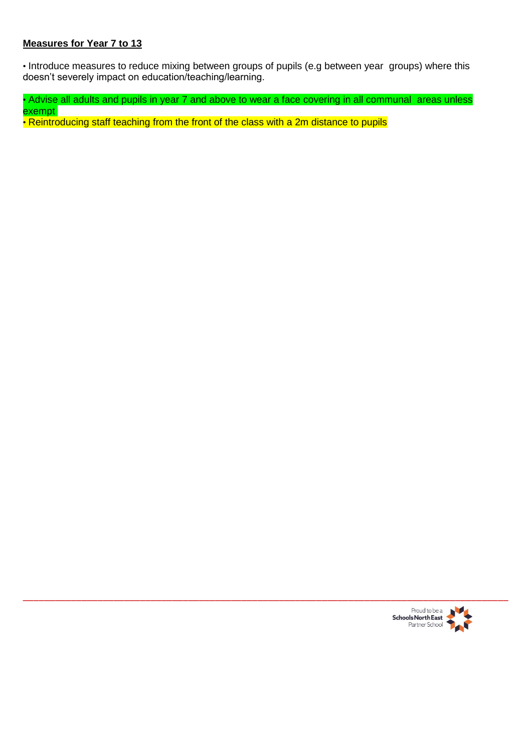**Measures for Year 7 to 13**

• Introduce measures to reduce mixing between groups of pupils (e.g between year groups) where this doesn't severely impact on education/teaching/learning.

• Advise all adults and pupils in year 7 and above to wear a face covering in all communal areas unless exempt

• Reintroducing staff teaching from the front of the class with a 2m distance to pupils